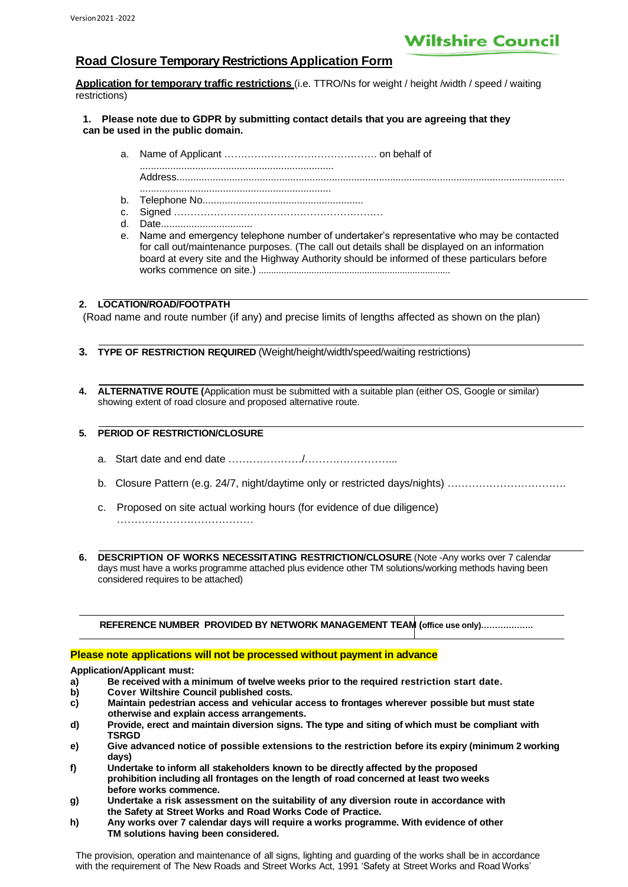Wiltshire Council

## Road Closure Temporary Restrictions Application Form

**Application for temporary traffic restrictions** (i.e. TTRO/Ns for weight / height /width / speed / waiting restrictions)

**1. Please note due to GDPR by submitting contact details that you are agreeing that they can be used in the public domain.**

a. Name of Applicant ………………………………………. on behalf of ......................................................................
Address..........................................................................................................................................
......................................................................
b. Telephone No..........................................................
c. Signed ………………………………………………………
d. Date.................................
e. Name and emergency telephone number of undertaker's representative who may be contacted for call out/maintenance purposes. (The call out details shall be displayed on an information board at every site and the Highway Authority should be informed of these particulars before works commence on site.) ..........................................................................

**2. LOCATION/ROAD/FOOTPATH**

(Road name and route number (if any) and precise limits of lengths affected as shown on the plan)

**3. TYPE OF RESTRICTION REQUIRED** (Weight/height/width/speed/waiting restrictions)

**4. ALTERNATIVE ROUTE (**Application must be submitted with a suitable plan (either OS, Google or similar) showing extent of road closure and proposed alternative route.

**5. PERIOD OF RESTRICTION/CLOSURE**

a. Start date and end date …………………/……………………...

b. Closure Pattern (e.g. 24/7, night/daytime only or restricted days/nights) …………………………….

c. Proposed on site actual working hours (for evidence of due diligence) …………………………………

**6. DESCRIPTION OF WORKS NECESSITATING RESTRICTION/CLOSURE** (Note -Any works over 7 calendar days must have a works programme attached plus evidence other TM solutions/working methods having been considered requires to be attached)

| **REFERENCE NUMBER PROVIDED BY NETWORK MANAGEMENT TEAM** | **(office use only)……………….** |
|---|---|

**Please note applications will not be processed without payment in advance**

**Application/Applicant must:**

**a) Be received with a minimum of twelve weeks prior to the required restriction start date.**
**b) Cover Wiltshire Council published costs.**
**c) Maintain pedestrian access and vehicular access to frontages wherever possible but must state otherwise and explain access arrangements.**
**d) Provide, erect and maintain diversion signs. The type and siting of which must be compliant with TSRGD**
**e) Give advanced notice of possible extensions to the restriction before its expiry (minimum 2 working days)**
**f) Undertake to inform all stakeholders known to be directly affected by the proposed prohibition including all frontages on the length of road concerned at least two weeks before works commence.**
**g) Undertake a risk assessment on the suitability of any diversion route in accordance with the Safety at Street Works and Road Works Code of Practice.**
**h) Any works over 7 calendar days will require a works programme. With evidence of other TM solutions having been considered.**

The provision, operation and maintenance of all signs, lighting and guarding of the works shall be in accordance with the requirement of The New Roads and Street Works Act, 1991 'Safety at Street Works and Road Works'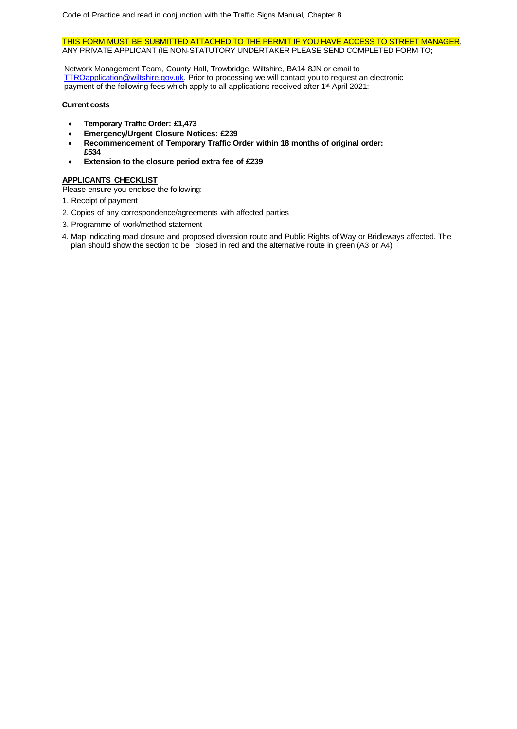Code of Practice and read in conjunction with the Traffic Signs Manual, Chapter 8.

THIS FORM MUST BE SUBMITTED ATTACHED TO THE PERMIT IF YOU HAVE ACCESS TO STREET MANAGER, ANY PRIVATE APPLICANT (IE NON-STATUTORY UNDERTAKER PLEASE SEND COMPLETED FORM TO;

Network Management Team, County Hall, Trowbridge, Wiltshire, BA14 8JN or email to TTROapplication@wiltshire.gov.uk. Prior to processing we will contact you to request an electronic payment of the following fees which apply to all applications received after 1st April 2021:

**Current costs**

- **Temporary Traffic Order: £1,473**
- **Emergency/Urgent Closure Notices: £239**
- **Recommencement of Temporary Traffic Order within 18 months of original order: £534**
- **Extension to the closure period extra fee of £239**

**APPLICANTS CHECKLIST**

Please ensure you enclose the following:

1. Receipt of payment
2. Copies of any correspondence/agreements with affected parties
3. Programme of work/method statement
4. Map indicating road closure and proposed diversion route and Public Rights of Way or Bridleways affected. The plan should show the section to be closed in red and the alternative route in green (A3 or A4)